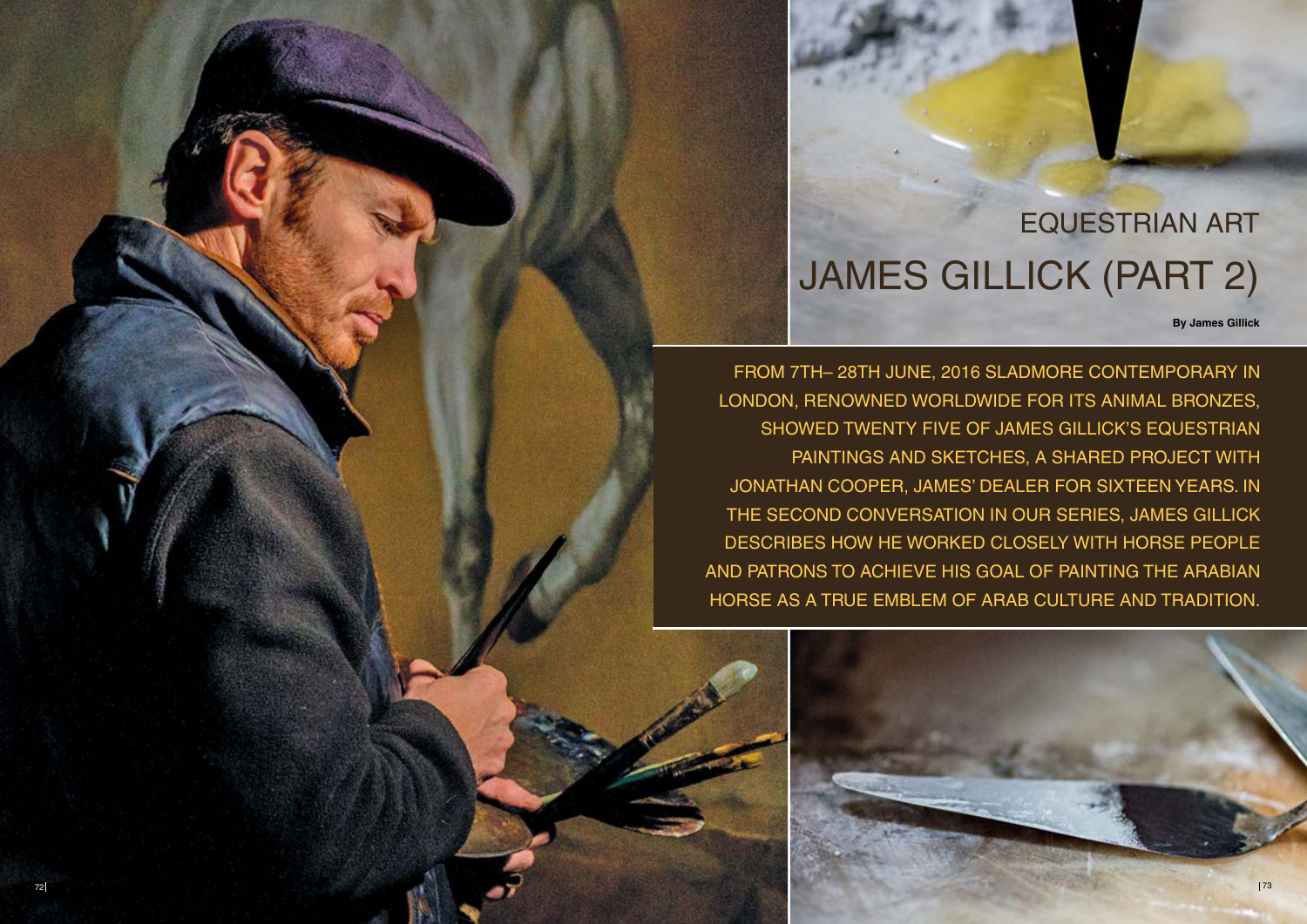EQUESTRIAN ART

# JAMES GILLICK (PART 2)

**By James Gillick**

FROM 7TH– 28TH JUNE, 2016 SLADMORE CONTEMPORARY IN LONDON, RENOWNED WORLDWIDE FOR ITS ANIMAL BRONZES, SHOWED TWENTY FIVE OF JAMES GILLICK'S EQUESTRIAN PAINTINGS AND SKETCHES, A SHARED PROJECT WITH JONATHAN COOPER, JAMES' DEALER FOR SIXTEEN YEARS. IN THE SECOND CONVERSATION IN OUR SERIES, JAMES GILLICK DESCRIBES HOW HE WORKED CLOSELY WITH HORSE PEOPLE AND PATRONS TO ACHIEVE HIS GOAL OF PAINTING THE ARABIAN HORSE AS A TRUE EMBLEM OF ARAB CULTURE AND TRADITION.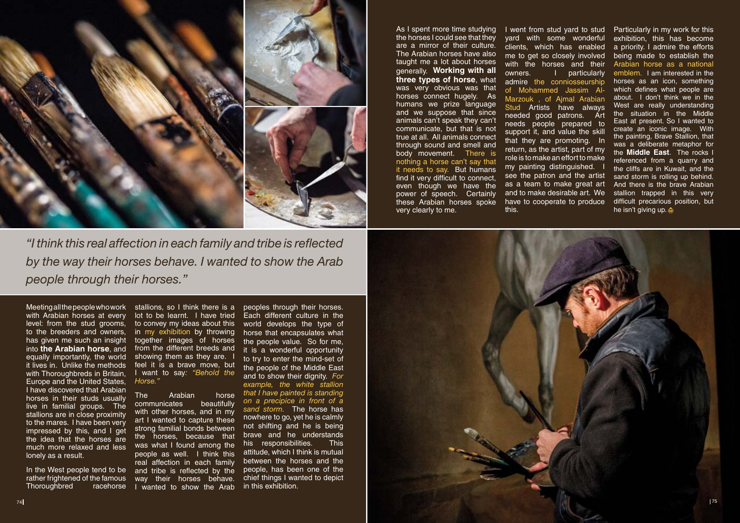> *"I think this real affection in each family and tribe is reflected by the way their horses behave. I wanted to show the Arab people through their horses."*

Meeting all the people who work with Arabian horses at every level: from the stud grooms, to the breeders and owners, has given me such an insight into **the Arabian horse**, and equally importantly, the world it lives in. Unlike the methods with Thoroughbreds in Britain, Europe and the United States, I have discovered that Arabian horses in their studs usually live in familial groups. The stallions are in close proximity to the mares. I have been very impressed by this, and I get the idea that the horses are much more relaxed and less lonely as a result.

In the West people tend to be rather frightened of the famous Thoroughbred racehorse stallions, so I think there is a lot to be learnt. I have tried to convey my ideas about this in my exhibition by throwing together images of horses from the different breeds and showing them as they are. I feel it is a brave move, but I want to say: *"Behold the Horse."*

The Arabian horse communicates beautifully with other horses, and in my art I wanted to capture these strong familial bonds between the horses, because that was what I found among the people as well. I think this real affection in each family and tribe is reflected by the way their horses behave. I wanted to show the Arab peoples through their horses. Each different culture in the world develops the type of horse that encapsulates what the people value. So for me, it is a wonderful opportunity to try to enter the mind-set of the people of the Middle East and to show their dignity. *For example, the white stallion that I have painted is standing on a precipice in front of a sand storm.* The horse has nowhere to go, yet he is calmly not shifting and he is being brave and he understands his responsibilities. This attitude, which I think is mutual between the horses and the people, has been one of the chief things I wanted to depict in this exhibition.

As I spent more time studying the horses I could see that they are a mirror of their culture. The Arabian horses have also taught me a lot about horses generally. **Working with all three types of horse**, what was very obvious was that horses connect hugely. As humans we prize language and we suppose that since animals can't speak they can't communicate, but that is not true at all. All animals connect through sound and smell and body movement. There is nothing a horse can't say that it needs to say. But humans find it very difficult to connect, even though we have the power of speech. Certainly these Arabian horses spoke very clearly to me.

I went from stud yard to stud yard with some wonderful clients, which has enabled me to get so closely involved with the horses and their owners. I particularly admire the conniosseurship of Mohammed Jassim Al-Marzouk , of Ajmal Arabian Stud Artists have always needed good patrons. Art needs people prepared to support it, and value the skill that they are promoting. In return, as the artist, part of my role is to make an effort to make my painting distinguished. I see the patron and the artist as a team to make great art and to make desirable art. We have to cooperate to produce this.

Particularly in my work for this exhibition, this has become a priority. I admire the efforts being made to establish the Arabian horse as a national emblem. I am interested in the horses as an icon, something which defines what people are about. I don't think we in the West are really understanding the situation in the Middle East at present. So I wanted to create an iconic image. With the painting, Brave Stallion, that was a deliberate metaphor for the **Middle East**. The rocks I referenced from a quarry and the cliffs are in Kuwait, and the sand storm is rolling up behind. And there is the brave Arabian stallion trapped in this very difficult precarious position, but he isn't giving up.